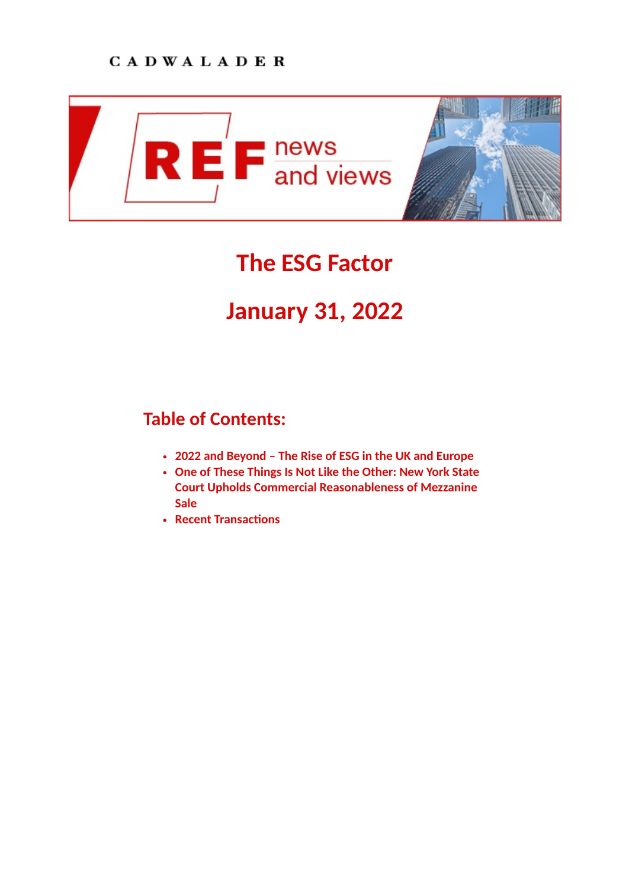CADWALADER

REF news and views

# The ESG Factor

# January 31, 2022

## Table of Contents:

- 2022 and Beyond – The Rise of ESG in the UK and Europe
- One of These Things Is Not Like the Other: New York State Court Upholds Commercial Reasonableness of Mezzanine Sale
- Recent Transactions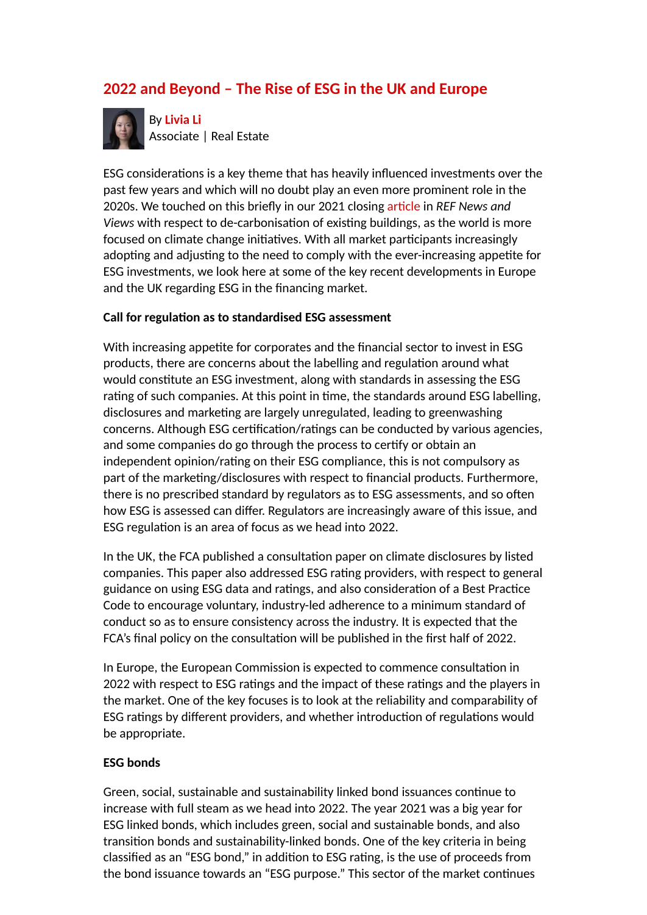## 2022 and Beyond – The Rise of ESG in the UK and Europe

By **Livia Li**
Associate | Real Estate

ESG considerations is a key theme that has heavily influenced investments over the past few years and which will no doubt play an even more prominent role in the 2020s. We touched on this briefly in our 2021 closing article in *REF News and Views* with respect to de-carbonisation of existing buildings, as the world is more focused on climate change initiatives. With all market participants increasingly adopting and adjusting to the need to comply with the ever-increasing appetite for ESG investments, we look here at some of the key recent developments in Europe and the UK regarding ESG in the financing market.

**Call for regulation as to standardised ESG assessment**

With increasing appetite for corporates and the financial sector to invest in ESG products, there are concerns about the labelling and regulation around what would constitute an ESG investment, along with standards in assessing the ESG rating of such companies. At this point in time, the standards around ESG labelling, disclosures and marketing are largely unregulated, leading to greenwashing concerns. Although ESG certification/ratings can be conducted by various agencies, and some companies do go through the process to certify or obtain an independent opinion/rating on their ESG compliance, this is not compulsory as part of the marketing/disclosures with respect to financial products. Furthermore, there is no prescribed standard by regulators as to ESG assessments, and so often how ESG is assessed can differ. Regulators are increasingly aware of this issue, and ESG regulation is an area of focus as we head into 2022.

In the UK, the FCA published a consultation paper on climate disclosures by listed companies. This paper also addressed ESG rating providers, with respect to general guidance on using ESG data and ratings, and also consideration of a Best Practice Code to encourage voluntary, industry-led adherence to a minimum standard of conduct so as to ensure consistency across the industry. It is expected that the FCA's final policy on the consultation will be published in the first half of 2022.

In Europe, the European Commission is expected to commence consultation in 2022 with respect to ESG ratings and the impact of these ratings and the players in the market. One of the key focuses is to look at the reliability and comparability of ESG ratings by different providers, and whether introduction of regulations would be appropriate.

**ESG bonds**

Green, social, sustainable and sustainability linked bond issuances continue to increase with full steam as we head into 2022. The year 2021 was a big year for ESG linked bonds, which includes green, social and sustainable bonds, and also transition bonds and sustainability-linked bonds. One of the key criteria in being classified as an "ESG bond," in addition to ESG rating, is the use of proceeds from the bond issuance towards an "ESG purpose." This sector of the market continues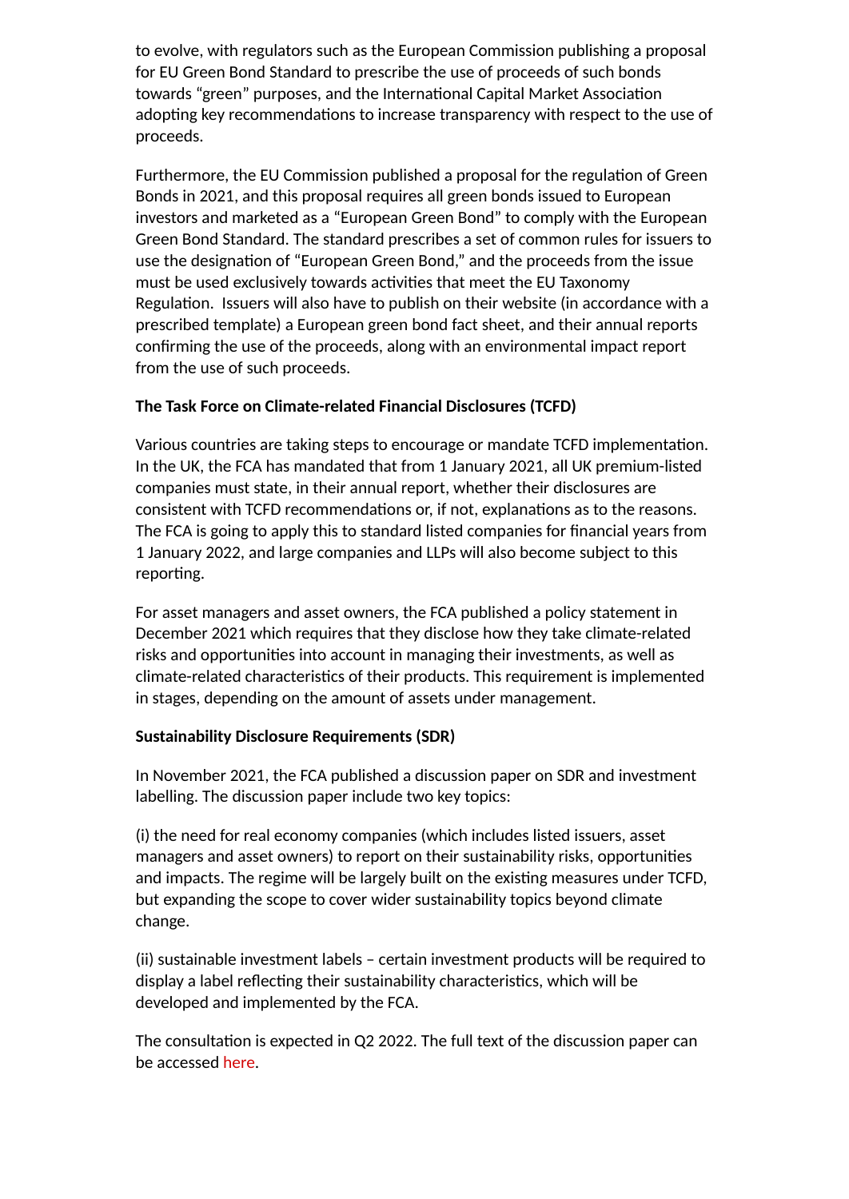to evolve, with regulators such as the European Commission publishing a proposal for EU Green Bond Standard to prescribe the use of proceeds of such bonds towards "green" purposes, and the International Capital Market Association adopting key recommendations to increase transparency with respect to the use of proceeds.

Furthermore, the EU Commission published a proposal for the regulation of Green Bonds in 2021, and this proposal requires all green bonds issued to European investors and marketed as a "European Green Bond" to comply with the European Green Bond Standard. The standard prescribes a set of common rules for issuers to use the designation of "European Green Bond," and the proceeds from the issue must be used exclusively towards activities that meet the EU Taxonomy Regulation. Issuers will also have to publish on their website (in accordance with a prescribed template) a European green bond fact sheet, and their annual reports confirming the use of the proceeds, along with an environmental impact report from the use of such proceeds.

**The Task Force on Climate-related Financial Disclosures (TCFD)**

Various countries are taking steps to encourage or mandate TCFD implementation. In the UK, the FCA has mandated that from 1 January 2021, all UK premium-listed companies must state, in their annual report, whether their disclosures are consistent with TCFD recommendations or, if not, explanations as to the reasons. The FCA is going to apply this to standard listed companies for financial years from 1 January 2022, and large companies and LLPs will also become subject to this reporting.

For asset managers and asset owners, the FCA published a policy statement in December 2021 which requires that they disclose how they take climate-related risks and opportunities into account in managing their investments, as well as climate-related characteristics of their products. This requirement is implemented in stages, depending on the amount of assets under management.

**Sustainability Disclosure Requirements (SDR)**

In November 2021, the FCA published a discussion paper on SDR and investment labelling. The discussion paper include two key topics:

(i) the need for real economy companies (which includes listed issuers, asset managers and asset owners) to report on their sustainability risks, opportunities and impacts. The regime will be largely built on the existing measures under TCFD, but expanding the scope to cover wider sustainability topics beyond climate change.

(ii) sustainable investment labels – certain investment products will be required to display a label reflecting their sustainability characteristics, which will be developed and implemented by the FCA.

The consultation is expected in Q2 2022. The full text of the discussion paper can be accessed here.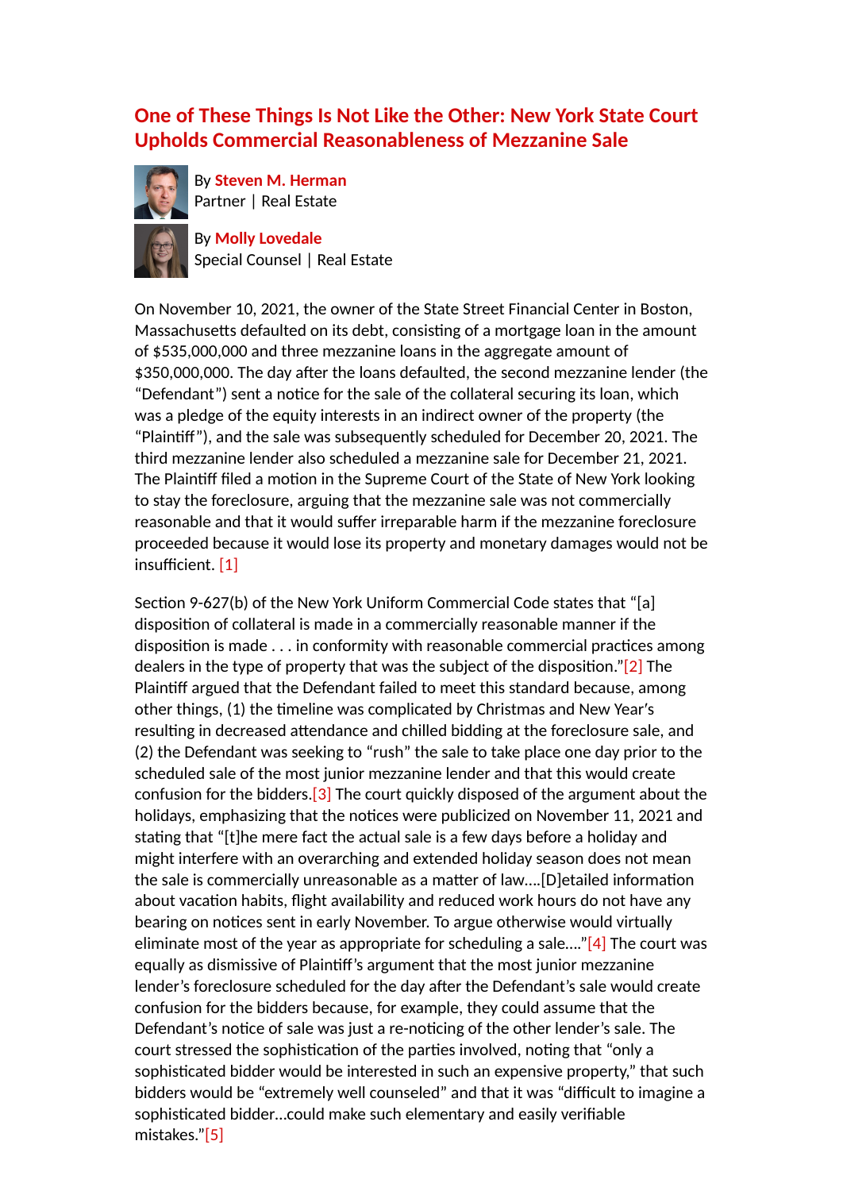## One of These Things Is Not Like the Other: New York State Court Upholds Commercial Reasonableness of Mezzanine Sale

By **Steven M. Herman**
Partner | Real Estate

By **Molly Lovedale**
Special Counsel | Real Estate

On November 10, 2021, the owner of the State Street Financial Center in Boston, Massachusetts defaulted on its debt, consisting of a mortgage loan in the amount of $535,000,000 and three mezzanine loans in the aggregate amount of $350,000,000. The day after the loans defaulted, the second mezzanine lender (the "Defendant") sent a notice for the sale of the collateral securing its loan, which was a pledge of the equity interests in an indirect owner of the property (the "Plaintiff"), and the sale was subsequently scheduled for December 20, 2021. The third mezzanine lender also scheduled a mezzanine sale for December 21, 2021. The Plaintiff filed a motion in the Supreme Court of the State of New York looking to stay the foreclosure, arguing that the mezzanine sale was not commercially reasonable and that it would suffer irreparable harm if the mezzanine foreclosure proceeded because it would lose its property and monetary damages would not be insufficient. [1]

Section 9-627(b) of the New York Uniform Commercial Code states that "[a] disposition of collateral is made in a commercially reasonable manner if the disposition is made . . . in conformity with reasonable commercial practices among dealers in the type of property that was the subject of the disposition."[2] The Plaintiff argued that the Defendant failed to meet this standard because, among other things, (1) the timeline was complicated by Christmas and New Year's resulting in decreased attendance and chilled bidding at the foreclosure sale, and (2) the Defendant was seeking to "rush" the sale to take place one day prior to the scheduled sale of the most junior mezzanine lender and that this would create confusion for the bidders.[3] The court quickly disposed of the argument about the holidays, emphasizing that the notices were publicized on November 11, 2021 and stating that "[t]he mere fact the actual sale is a few days before a holiday and might interfere with an overarching and extended holiday season does not mean the sale is commercially unreasonable as a matter of law....[D]etailed information about vacation habits, flight availability and reduced work hours do not have any bearing on notices sent in early November. To argue otherwise would virtually eliminate most of the year as appropriate for scheduling a sale...."[4] The court was equally as dismissive of Plaintiff's argument that the most junior mezzanine lender's foreclosure scheduled for the day after the Defendant's sale would create confusion for the bidders because, for example, they could assume that the Defendant's notice of sale was just a re-noticing of the other lender's sale. The court stressed the sophistication of the parties involved, noting that "only a sophisticated bidder would be interested in such an expensive property," that such bidders would be "extremely well counseled" and that it was "difficult to imagine a sophisticated bidder...could make such elementary and easily verifiable mistakes."[5]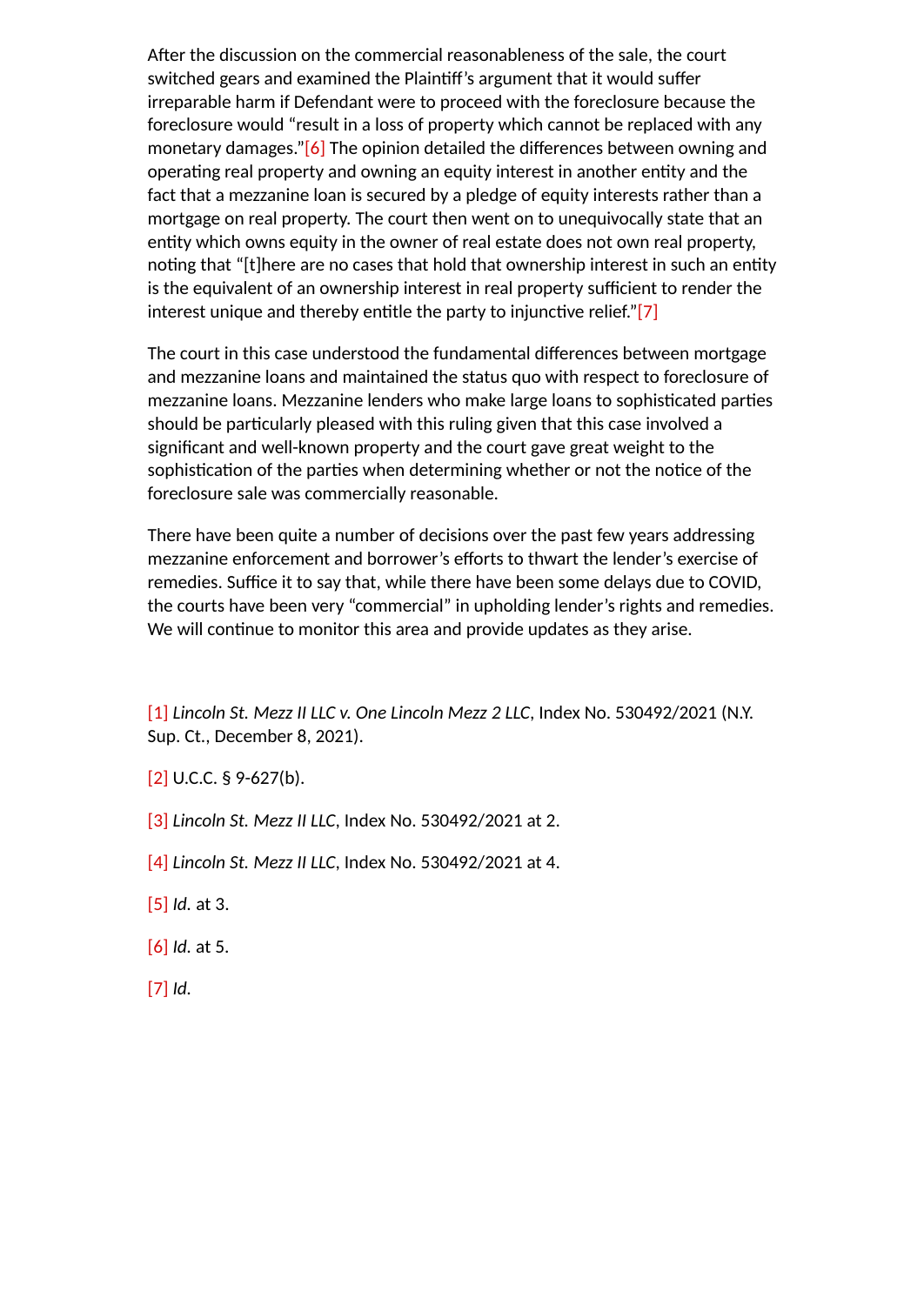After the discussion on the commercial reasonableness of the sale, the court switched gears and examined the Plaintiff's argument that it would suffer irreparable harm if Defendant were to proceed with the foreclosure because the foreclosure would "result in a loss of property which cannot be replaced with any monetary damages."[6] The opinion detailed the differences between owning and operating real property and owning an equity interest in another entity and the fact that a mezzanine loan is secured by a pledge of equity interests rather than a mortgage on real property. The court then went on to unequivocally state that an entity which owns equity in the owner of real estate does not own real property, noting that "[t]here are no cases that hold that ownership interest in such an entity is the equivalent of an ownership interest in real property sufficient to render the interest unique and thereby entitle the party to injunctive relief."[7]

The court in this case understood the fundamental differences between mortgage and mezzanine loans and maintained the status quo with respect to foreclosure of mezzanine loans. Mezzanine lenders who make large loans to sophisticated parties should be particularly pleased with this ruling given that this case involved a significant and well-known property and the court gave great weight to the sophistication of the parties when determining whether or not the notice of the foreclosure sale was commercially reasonable.

There have been quite a number of decisions over the past few years addressing mezzanine enforcement and borrower's efforts to thwart the lender's exercise of remedies. Suffice it to say that, while there have been some delays due to COVID, the courts have been very "commercial" in upholding lender's rights and remedies. We will continue to monitor this area and provide updates as they arise.

[1] *Lincoln St. Mezz II LLC v. One Lincoln Mezz 2 LLC*, Index No. 530492/2021 (N.Y. Sup. Ct., December 8, 2021).

[2] U.C.C. § 9-627(b).

[3] *Lincoln St. Mezz II LLC*, Index No. 530492/2021 at 2.

[4] *Lincoln St. Mezz II LLC*, Index No. 530492/2021 at 4.

[5] *Id.* at 3.

[6] *Id.* at 5.

[7] *Id.*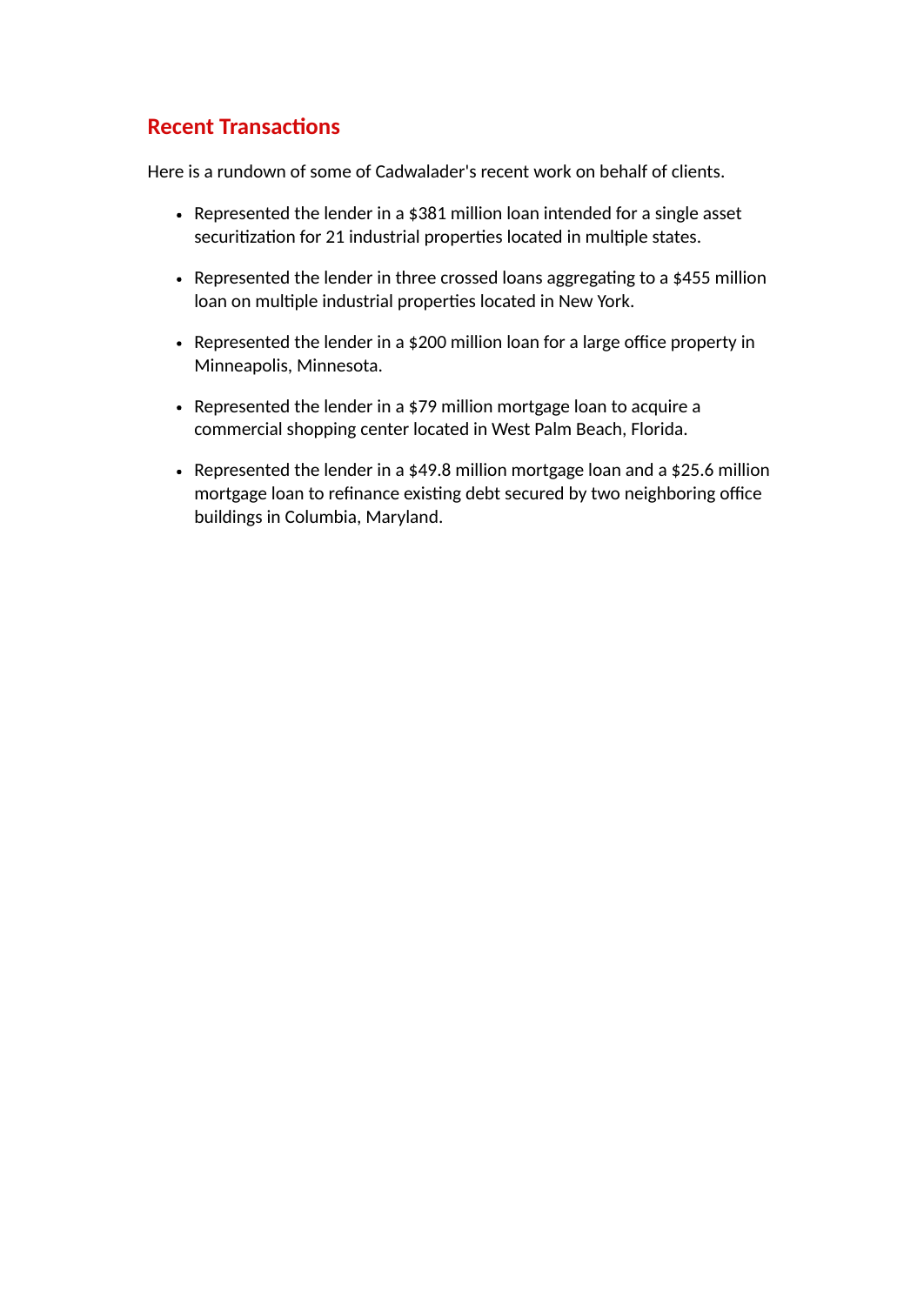## Recent Transactions

Here is a rundown of some of Cadwalader's recent work on behalf of clients.

- Represented the lender in a $381 million loan intended for a single asset securitization for 21 industrial properties located in multiple states.
- Represented the lender in three crossed loans aggregating to a $455 million loan on multiple industrial properties located in New York.
- Represented the lender in a $200 million loan for a large office property in Minneapolis, Minnesota.
- Represented the lender in a $79 million mortgage loan to acquire a commercial shopping center located in West Palm Beach, Florida.
- Represented the lender in a $49.8 million mortgage loan and a $25.6 million mortgage loan to refinance existing debt secured by two neighboring office buildings in Columbia, Maryland.